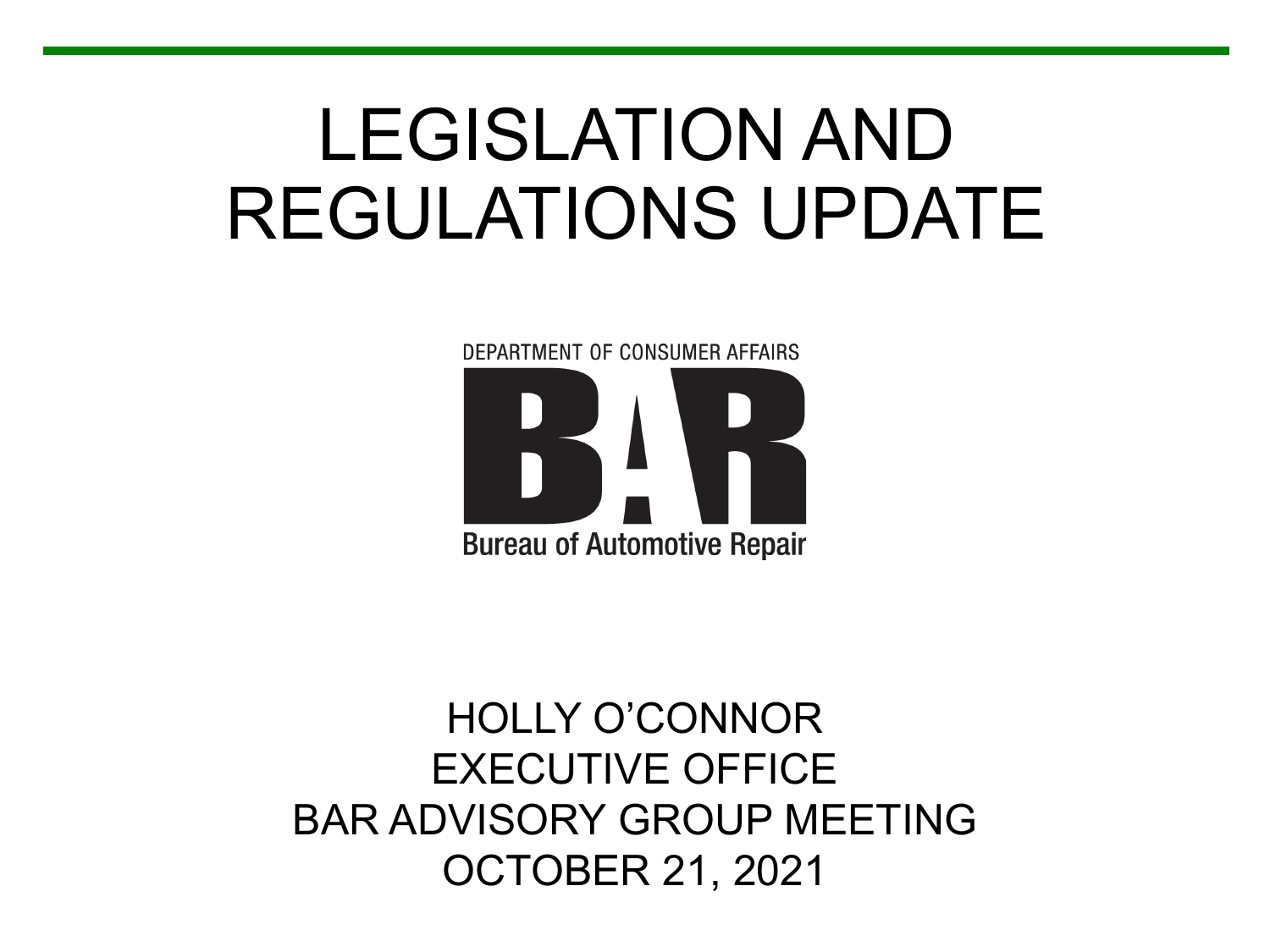# LEGISLATION AND REGULATIONS UPDATE

DEPARTMENT OF CONSUMER AFFAIRS

BAR

Bureau of Automotive Repair

HOLLY O'CONNOR
EXECUTIVE OFFICE
BAR ADVISORY GROUP MEETING
OCTOBER 21, 2021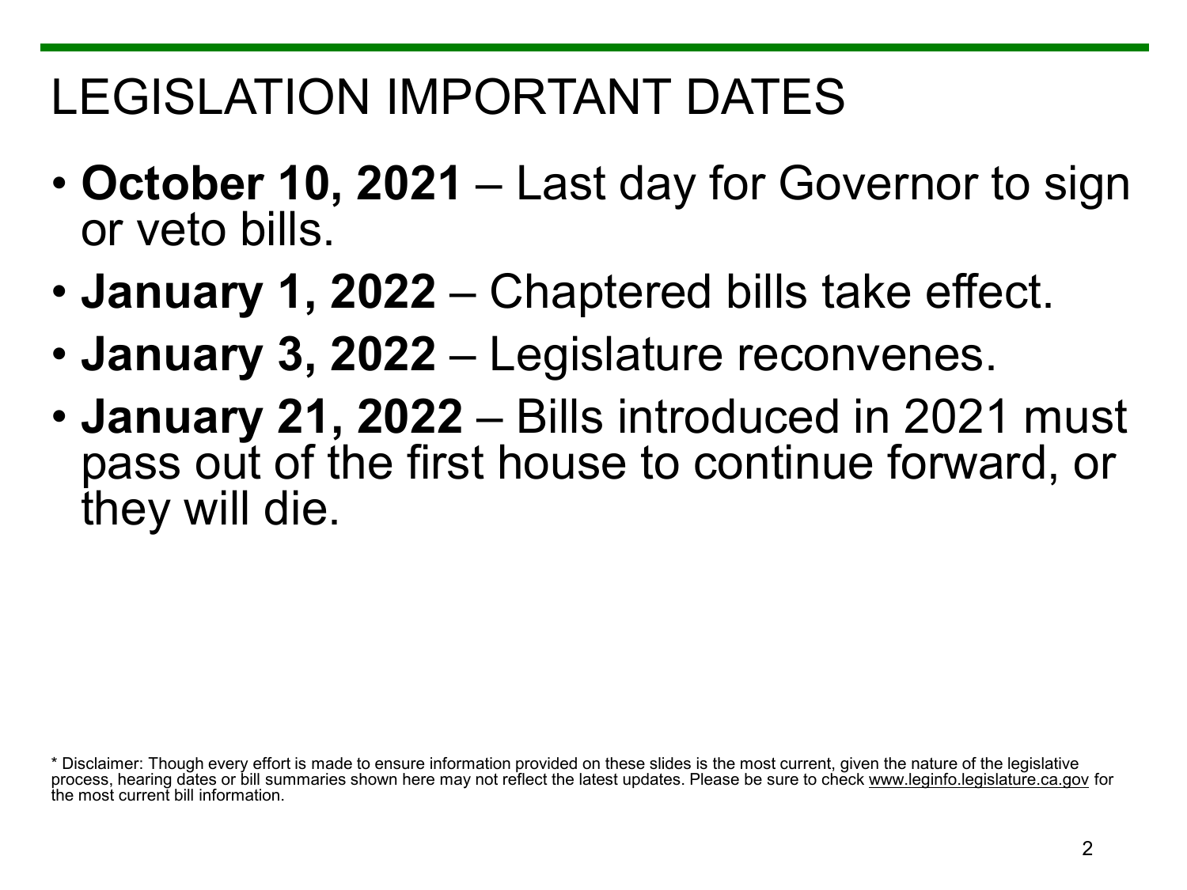# LEGISLATION IMPORTANT DATES

- **October 10, 2021** – Last day for Governor to sign or veto bills.
- **January 1, 2022** – Chaptered bills take effect.
- **January 3, 2022** – Legislature reconvenes.
- **January 21, 2022** – Bills introduced in 2021 must pass out of the first house to continue forward, or they will die.

* Disclaimer: Though every effort is made to ensure information provided on these slides is the most current, given the nature of the legislative process, hearing dates or bill summaries shown here may not reflect the latest updates. Please be sure to check www.leginfo.legislature.ca.gov for the most current bill information.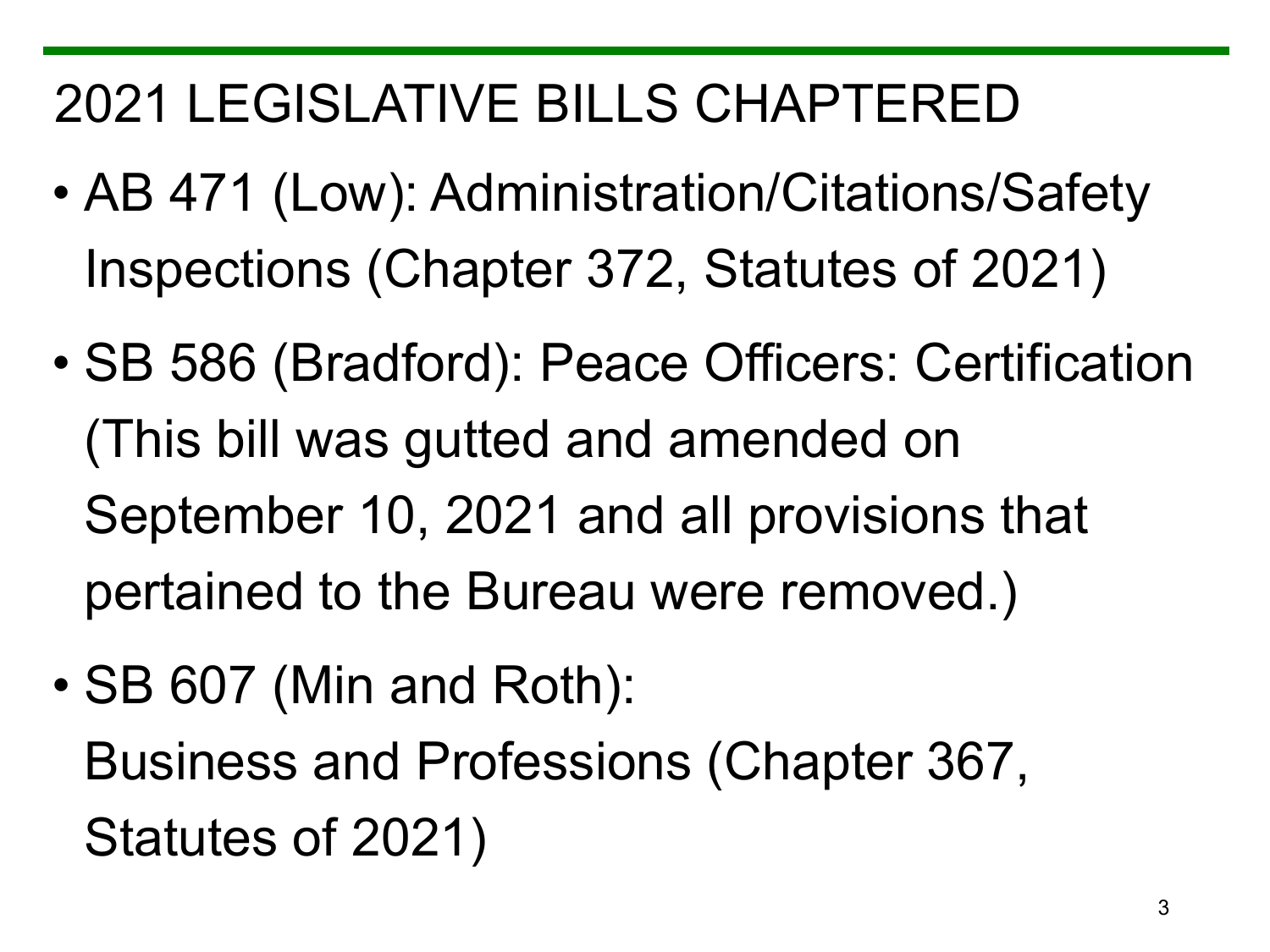# 2021 LEGISLATIVE BILLS CHAPTERED

- AB 471 (Low): Administration/Citations/Safety Inspections (Chapter 372, Statutes of 2021)
- SB 586 (Bradford): Peace Officers: Certification (This bill was gutted and amended on September 10, 2021 and all provisions that pertained to the Bureau were removed.)
- SB 607 (Min and Roth): Business and Professions (Chapter 367, Statutes of 2021)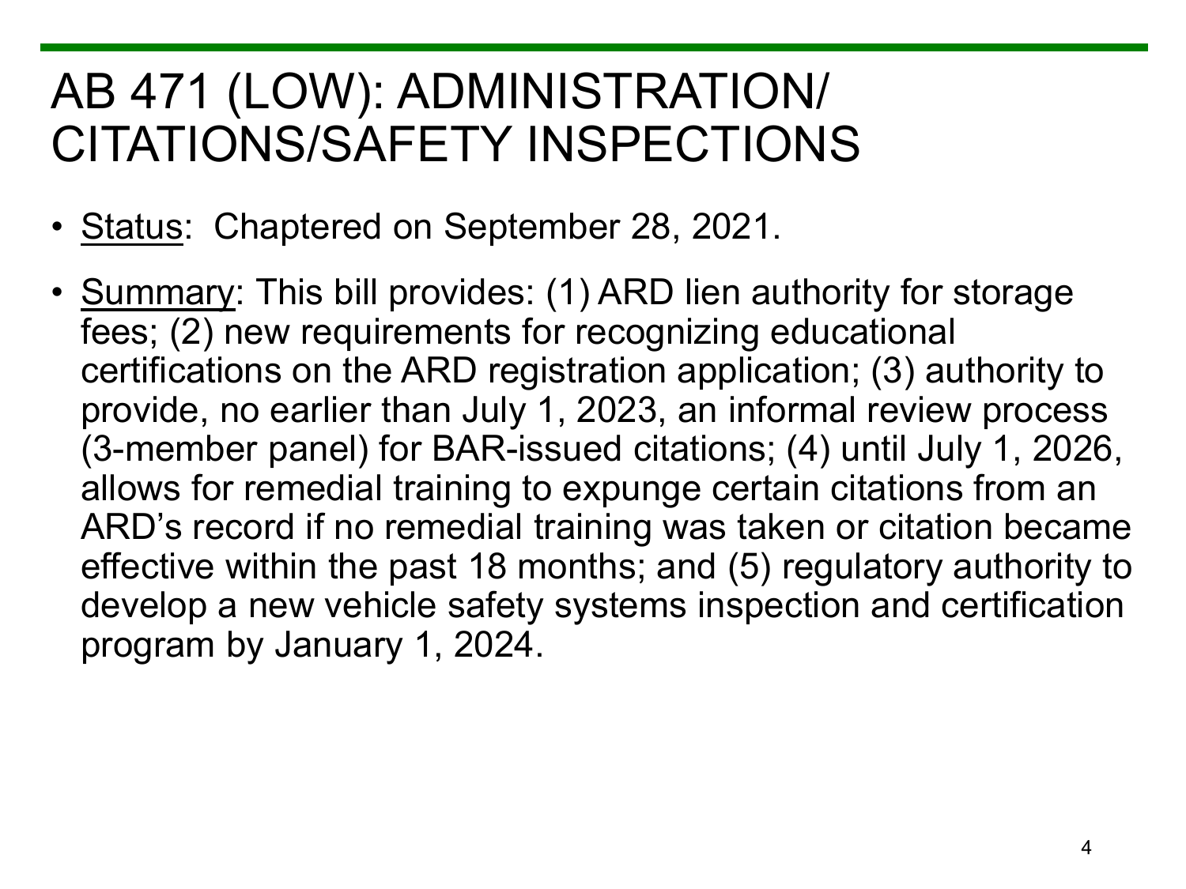# AB 471 (LOW): ADMINISTRATION/ CITATIONS/SAFETY INSPECTIONS

- Status: Chaptered on September 28, 2021.
- Summary: This bill provides: (1) ARD lien authority for storage fees; (2) new requirements for recognizing educational certifications on the ARD registration application; (3) authority to provide, no earlier than July 1, 2023, an informal review process (3-member panel) for BAR-issued citations; (4) until July 1, 2026, allows for remedial training to expunge certain citations from an ARD's record if no remedial training was taken or citation became effective within the past 18 months; and (5) regulatory authority to develop a new vehicle safety systems inspection and certification program by January 1, 2024.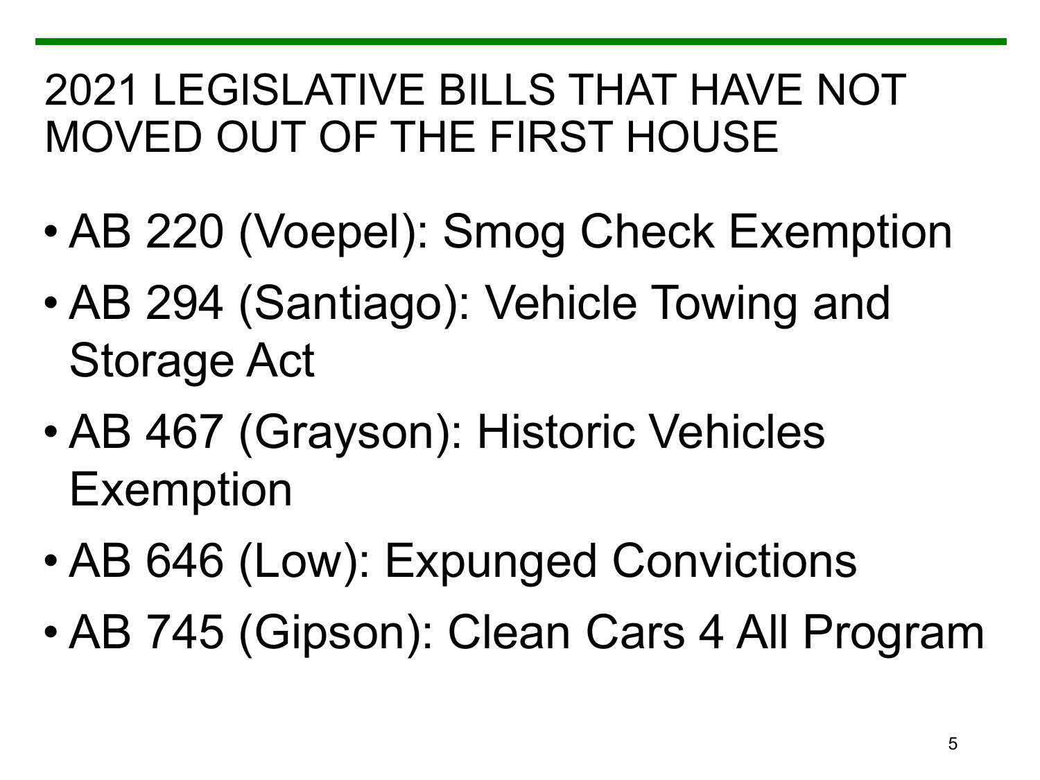# 2021 LEGISLATIVE BILLS THAT HAVE NOT MOVED OUT OF THE FIRST HOUSE

- AB 220 (Voepel): Smog Check Exemption
- AB 294 (Santiago): Vehicle Towing and Storage Act
- AB 467 (Grayson): Historic Vehicles Exemption
- AB 646 (Low): Expunged Convictions
- AB 745 (Gipson): Clean Cars 4 All Program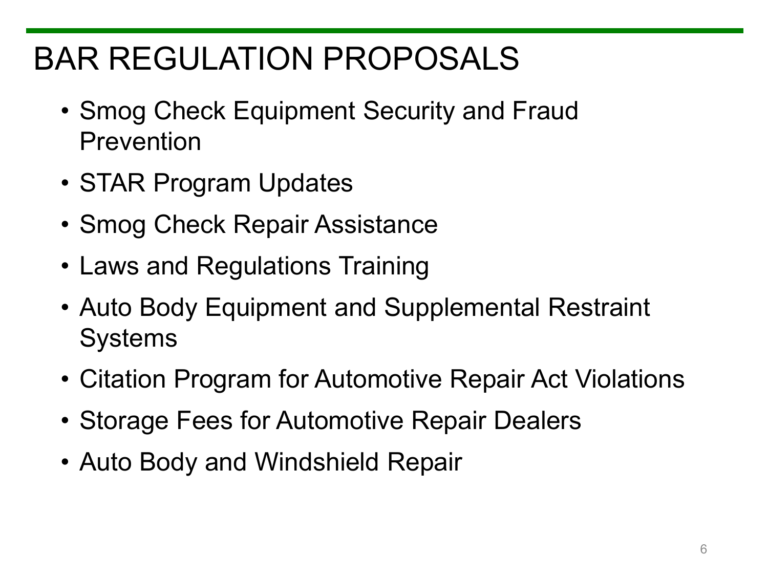# BAR REGULATION PROPOSALS

- Smog Check Equipment Security and Fraud Prevention
- STAR Program Updates
- Smog Check Repair Assistance
- Laws and Regulations Training
- Auto Body Equipment and Supplemental Restraint Systems
- Citation Program for Automotive Repair Act Violations
- Storage Fees for Automotive Repair Dealers
- Auto Body and Windshield Repair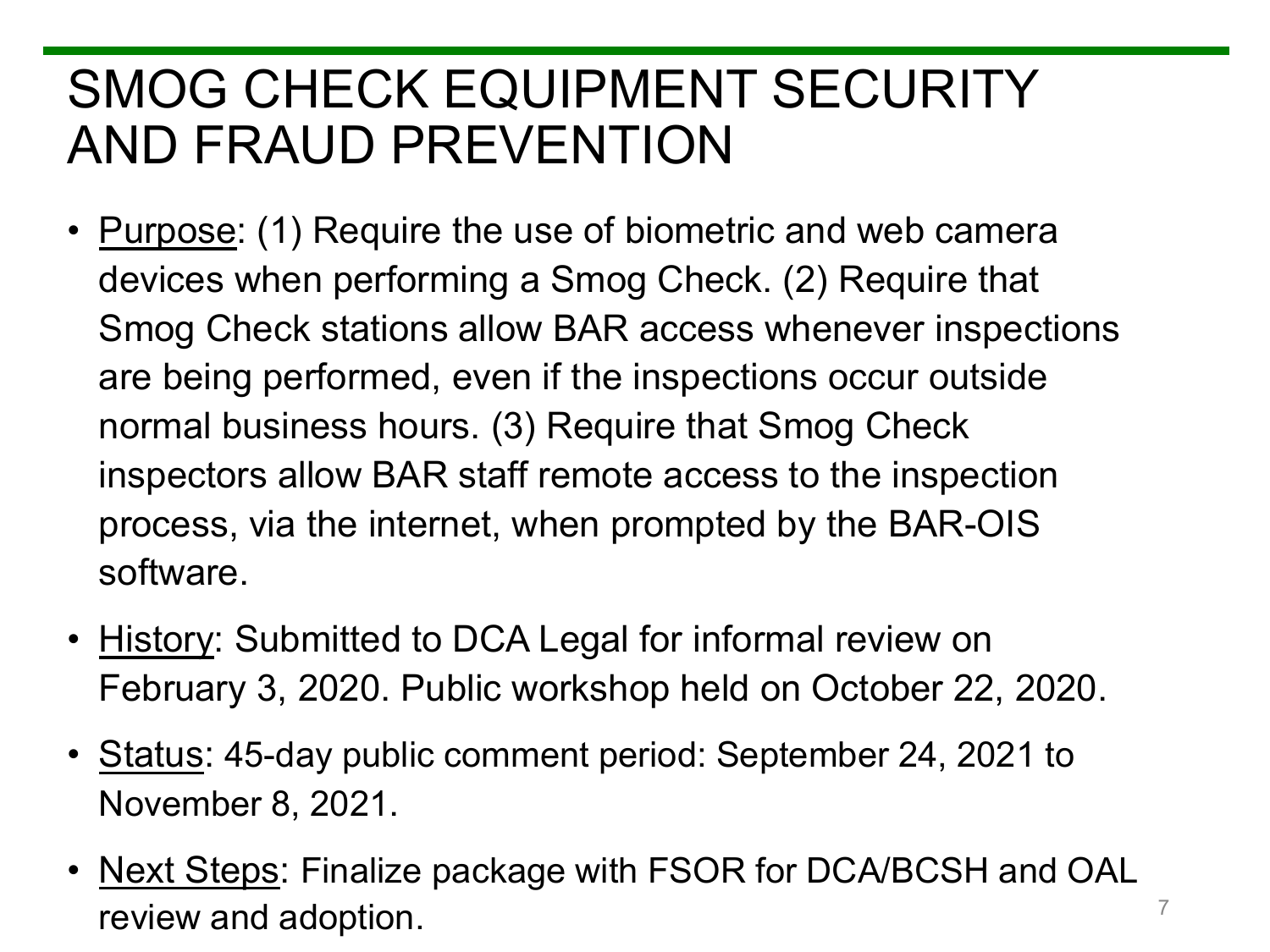# SMOG CHECK EQUIPMENT SECURITY AND FRAUD PREVENTION

- Purpose: (1) Require the use of biometric and web camera devices when performing a Smog Check. (2) Require that Smog Check stations allow BAR access whenever inspections are being performed, even if the inspections occur outside normal business hours. (3) Require that Smog Check inspectors allow BAR staff remote access to the inspection process, via the internet, when prompted by the BAR-OIS software.
- History: Submitted to DCA Legal for informal review on February 3, 2020. Public workshop held on October 22, 2020.
- Status: 45-day public comment period: September 24, 2021 to November 8, 2021.
- Next Steps: Finalize package with FSOR for DCA/BCSH and OAL review and adoption.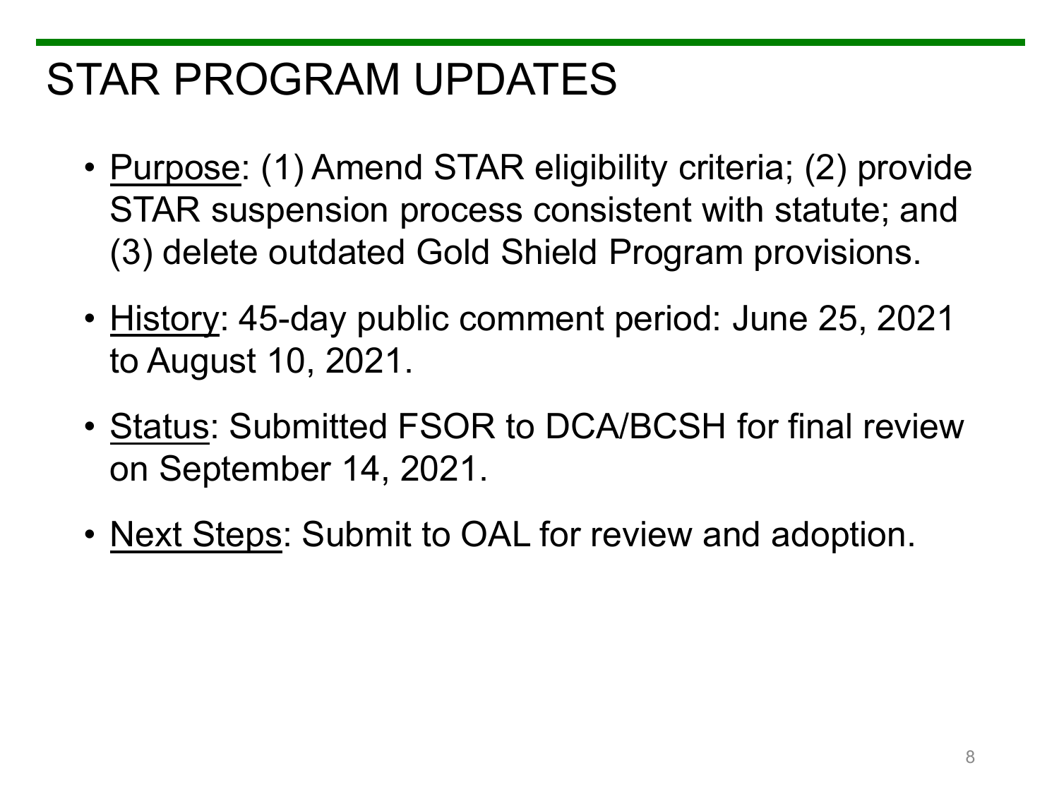# STAR PROGRAM UPDATES

- Purpose: (1) Amend STAR eligibility criteria; (2) provide STAR suspension process consistent with statute; and (3) delete outdated Gold Shield Program provisions.
- History: 45-day public comment period: June 25, 2021 to August 10, 2021.
- Status: Submitted FSOR to DCA/BCSH for final review on September 14, 2021.
- Next Steps: Submit to OAL for review and adoption.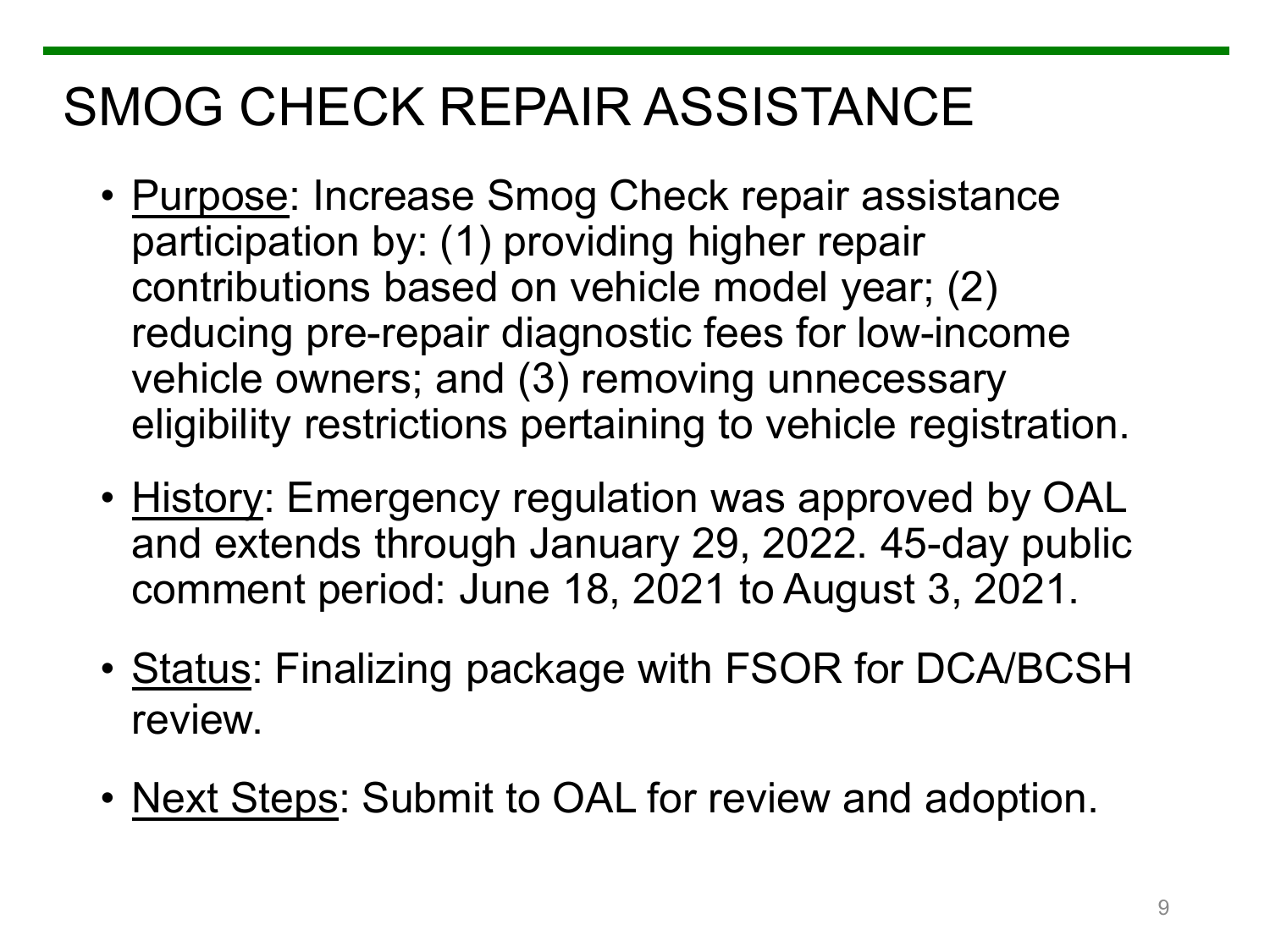# SMOG CHECK REPAIR ASSISTANCE

- Purpose: Increase Smog Check repair assistance participation by: (1) providing higher repair contributions based on vehicle model year; (2) reducing pre-repair diagnostic fees for low-income vehicle owners; and (3) removing unnecessary eligibility restrictions pertaining to vehicle registration.
- History: Emergency regulation was approved by OAL and extends through January 29, 2022. 45-day public comment period: June 18, 2021 to August 3, 2021.
- Status: Finalizing package with FSOR for DCA/BCSH review.
- Next Steps: Submit to OAL for review and adoption.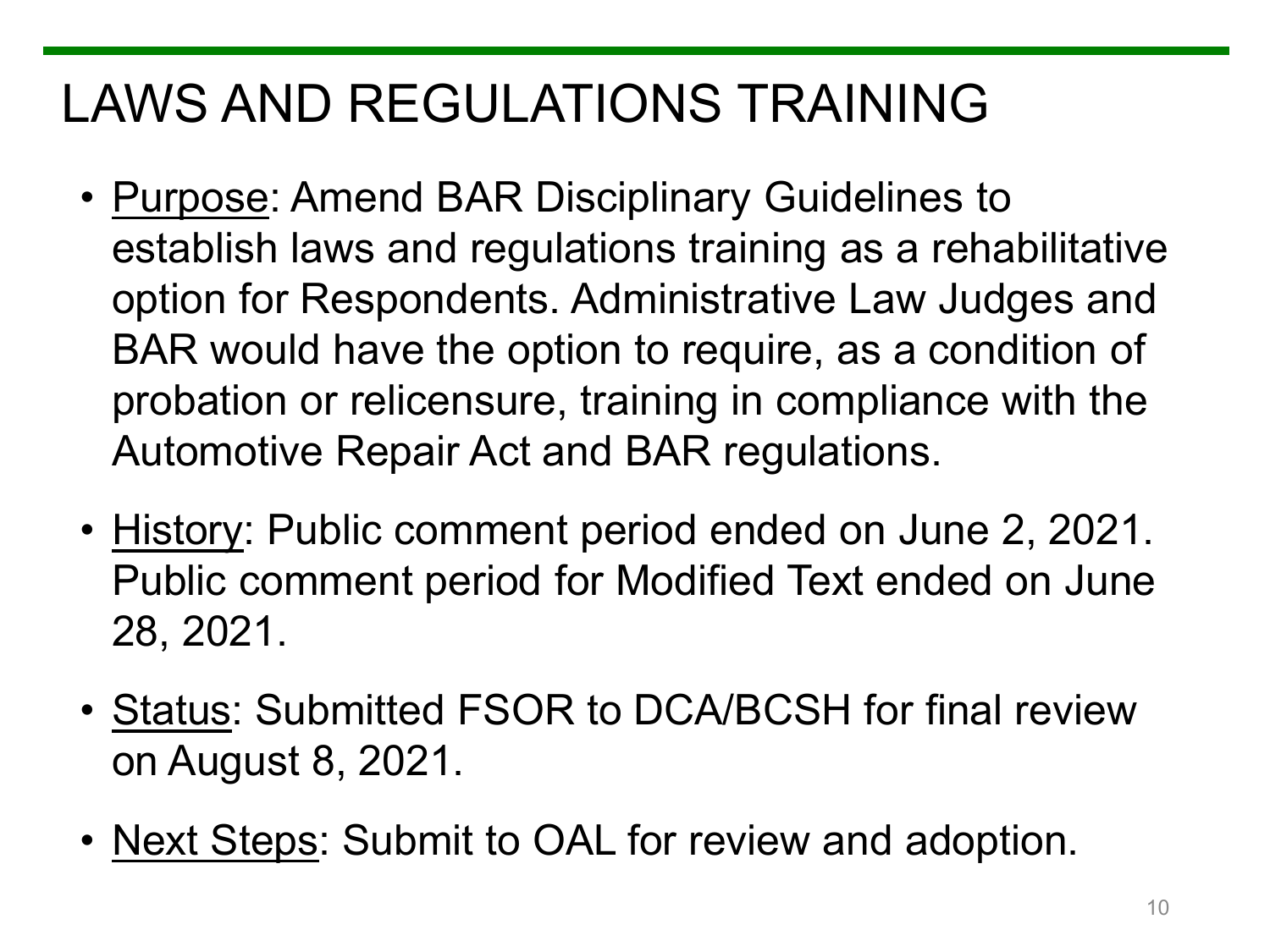# LAWS AND REGULATIONS TRAINING

- Purpose: Amend BAR Disciplinary Guidelines to establish laws and regulations training as a rehabilitative option for Respondents. Administrative Law Judges and BAR would have the option to require, as a condition of probation or relicensure, training in compliance with the Automotive Repair Act and BAR regulations.
- History: Public comment period ended on June 2, 2021. Public comment period for Modified Text ended on June 28, 2021.
- Status: Submitted FSOR to DCA/BCSH for final review on August 8, 2021.
- Next Steps: Submit to OAL for review and adoption.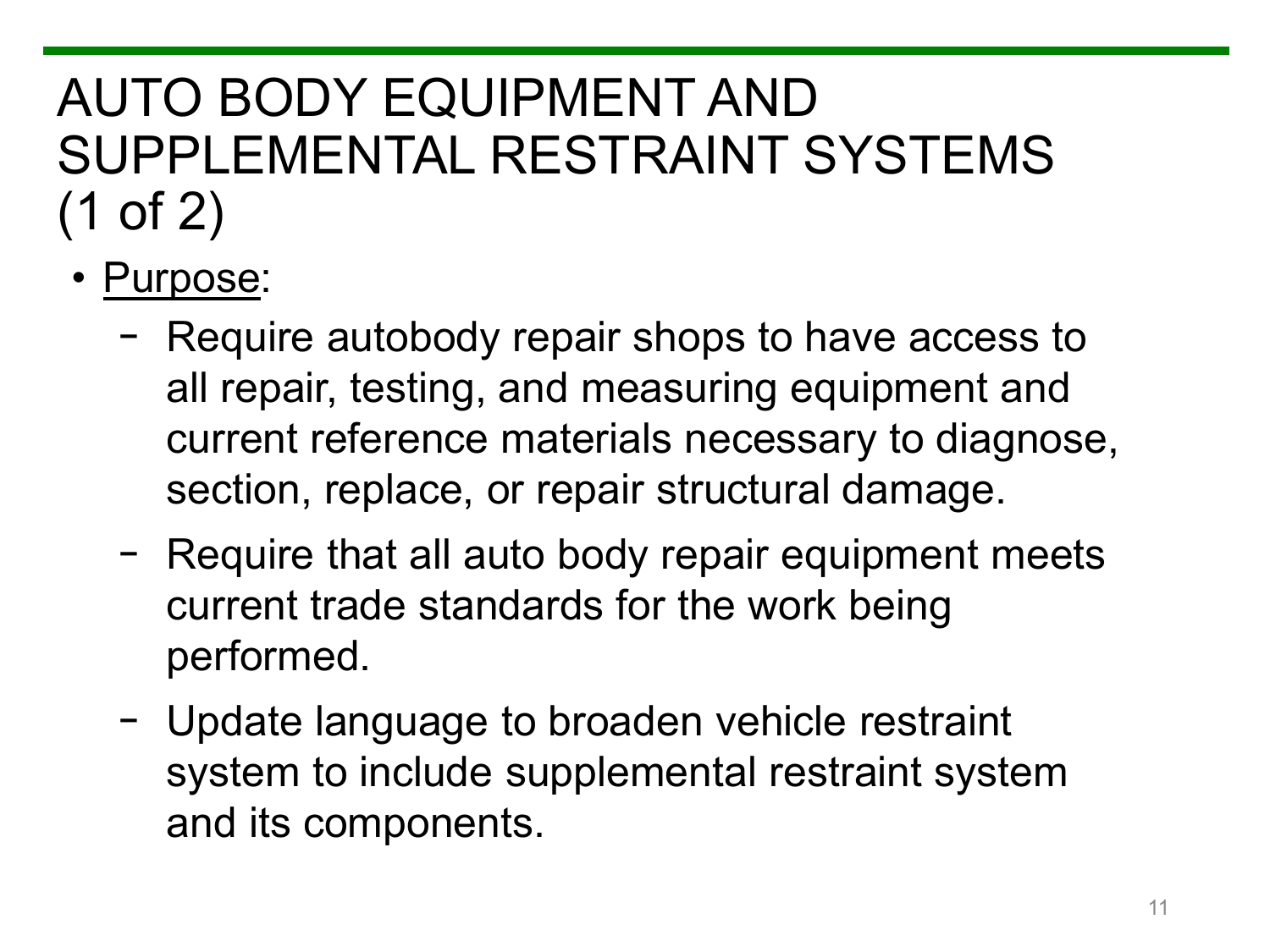# AUTO BODY EQUIPMENT AND SUPPLEMENTAL RESTRAINT SYSTEMS (1 of 2)

- Purpose:
  - Require autobody repair shops to have access to all repair, testing, and measuring equipment and current reference materials necessary to diagnose, section, replace, or repair structural damage.
  - Require that all auto body repair equipment meets current trade standards for the work being performed.
  - Update language to broaden vehicle restraint system to include supplemental restraint system and its components.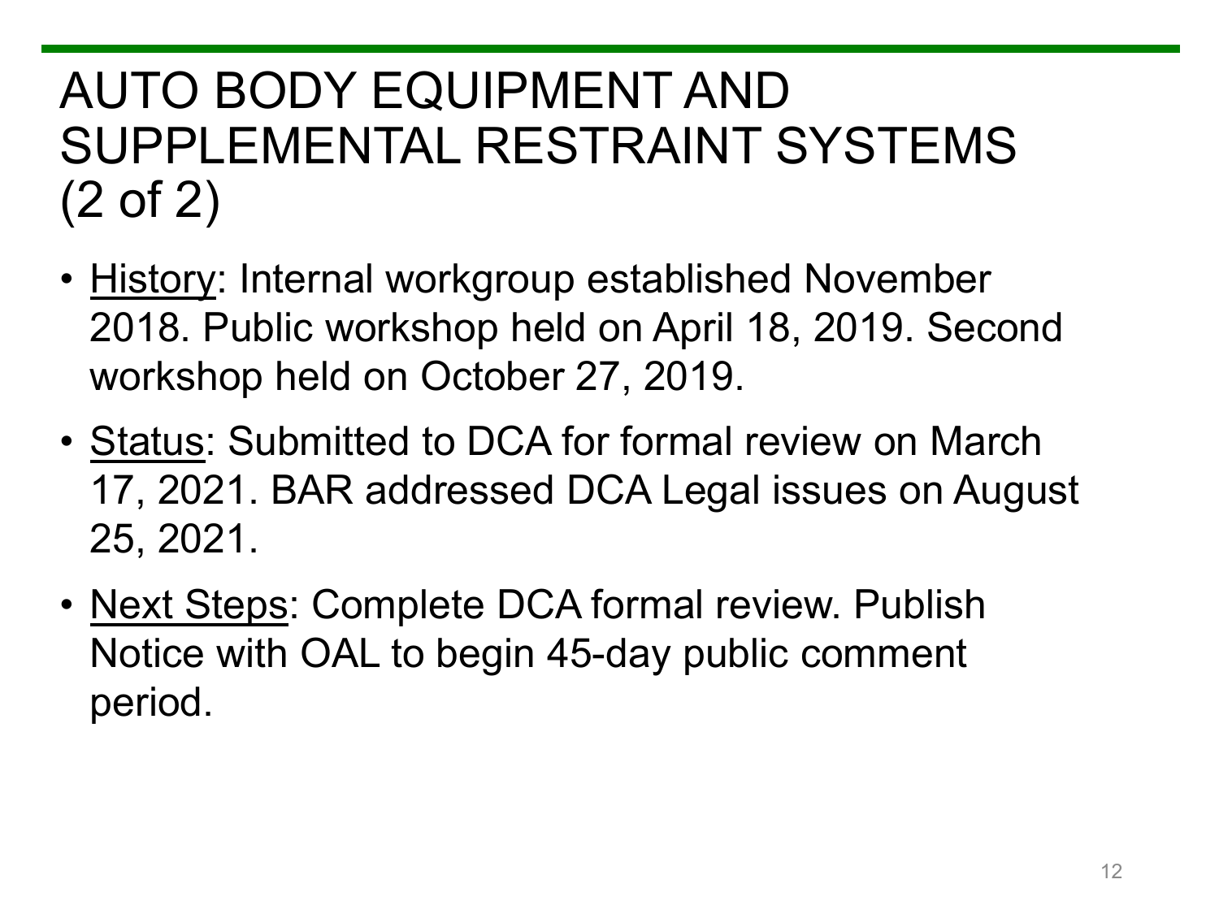# AUTO BODY EQUIPMENT AND SUPPLEMENTAL RESTRAINT SYSTEMS (2 of 2)

- History: Internal workgroup established November 2018. Public workshop held on April 18, 2019. Second workshop held on October 27, 2019.
- Status: Submitted to DCA for formal review on March 17, 2021. BAR addressed DCA Legal issues on August 25, 2021.
- Next Steps: Complete DCA formal review. Publish Notice with OAL to begin 45-day public comment period.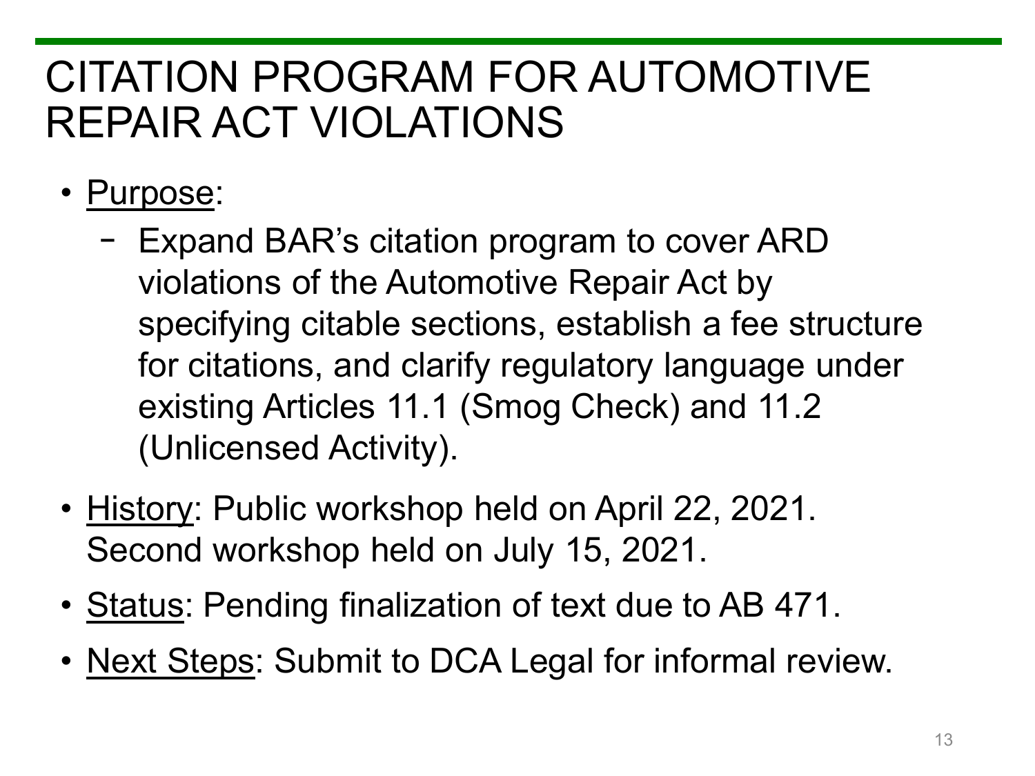# CITATION PROGRAM FOR AUTOMOTIVE REPAIR ACT VIOLATIONS

- Purpose:
  - Expand BAR's citation program to cover ARD violations of the Automotive Repair Act by specifying citable sections, establish a fee structure for citations, and clarify regulatory language under existing Articles 11.1 (Smog Check) and 11.2 (Unlicensed Activity).
- History: Public workshop held on April 22, 2021. Second workshop held on July 15, 2021.
- Status: Pending finalization of text due to AB 471.
- Next Steps: Submit to DCA Legal for informal review.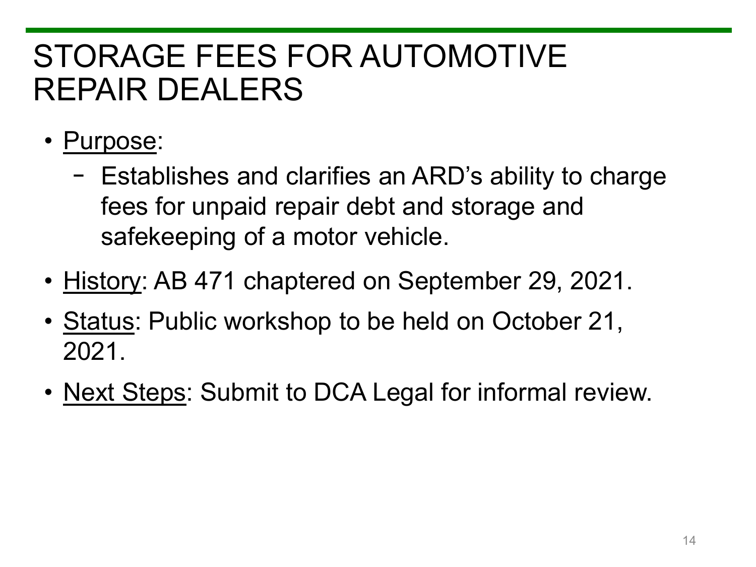# STORAGE FEES FOR AUTOMOTIVE REPAIR DEALERS

- <u>Purpose</u>:
  - Establishes and clarifies an ARD's ability to charge fees for unpaid repair debt and storage and safekeeping of a motor vehicle.
- <u>History</u>: AB 471 chaptered on September 29, 2021.
- <u>Status</u>: Public workshop to be held on October 21, 2021.
- <u>Next Steps</u>: Submit to DCA Legal for informal review.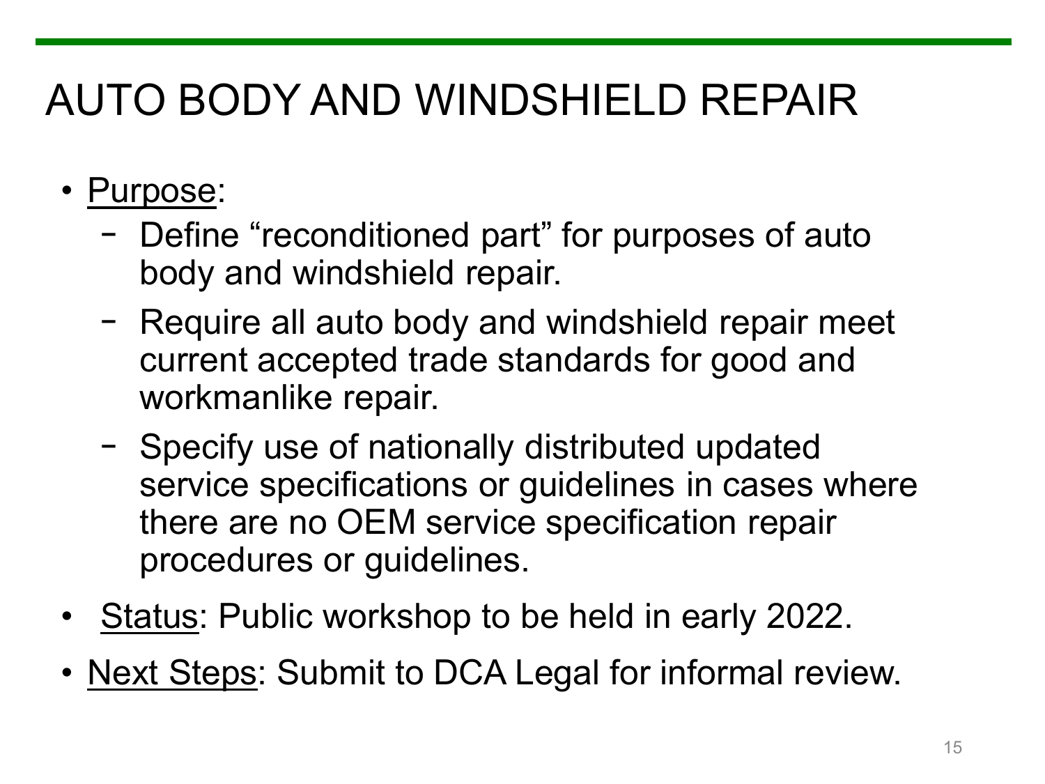# AUTO BODY AND WINDSHIELD REPAIR

- Purpose:
  - Define "reconditioned part" for purposes of auto body and windshield repair.
  - Require all auto body and windshield repair meet current accepted trade standards for good and workmanlike repair.
  - Specify use of nationally distributed updated service specifications or guidelines in cases where there are no OEM service specification repair procedures or guidelines.
- Status: Public workshop to be held in early 2022.
- Next Steps: Submit to DCA Legal for informal review.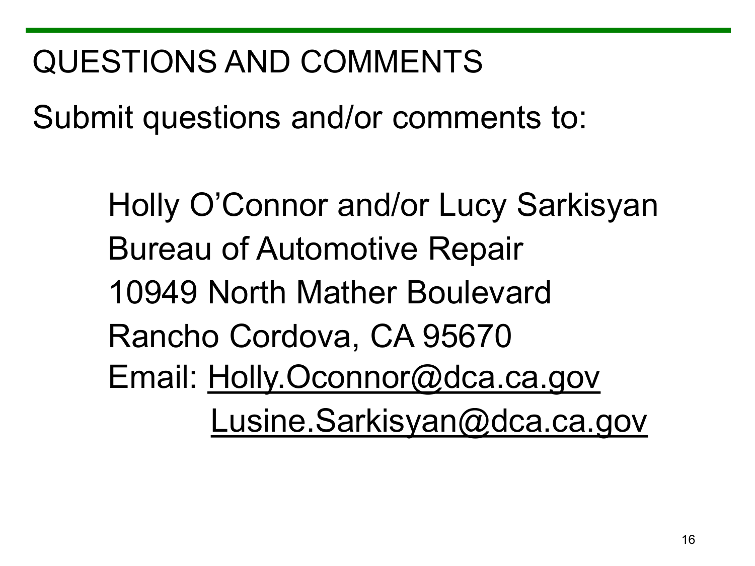# QUESTIONS AND COMMENTS

Submit questions and/or comments to:

Holly O'Connor and/or Lucy Sarkisyan
Bureau of Automotive Repair
10949 North Mather Boulevard
Rancho Cordova, CA 95670
Email: Holly.Oconnor@dca.ca.gov
Lusine.Sarkisyan@dca.ca.gov